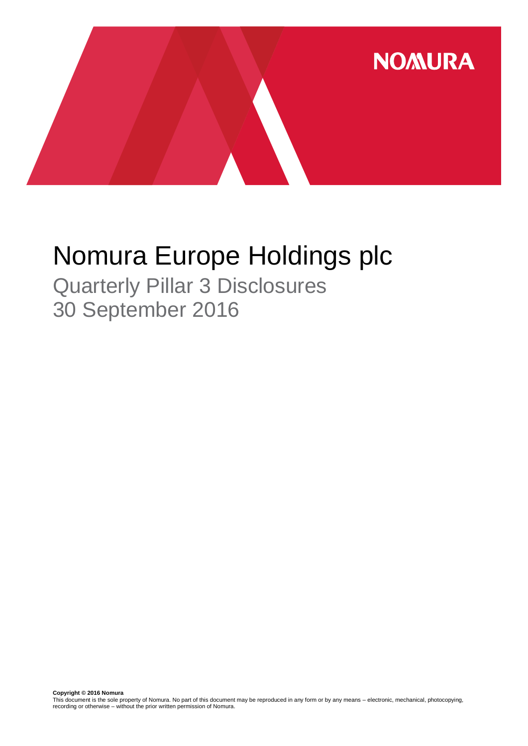NOMURA

# Nomura Europe Holdings plc

## Quarterly Pillar 3 Disclosures
## 30 September 2016

**Copyright © 2016 Nomura**
This document is the sole property of Nomura. No part of this document may be reproduced in any form or by any means – electronic, mechanical, photocopying, recording or otherwise – without the prior written permission of Nomura.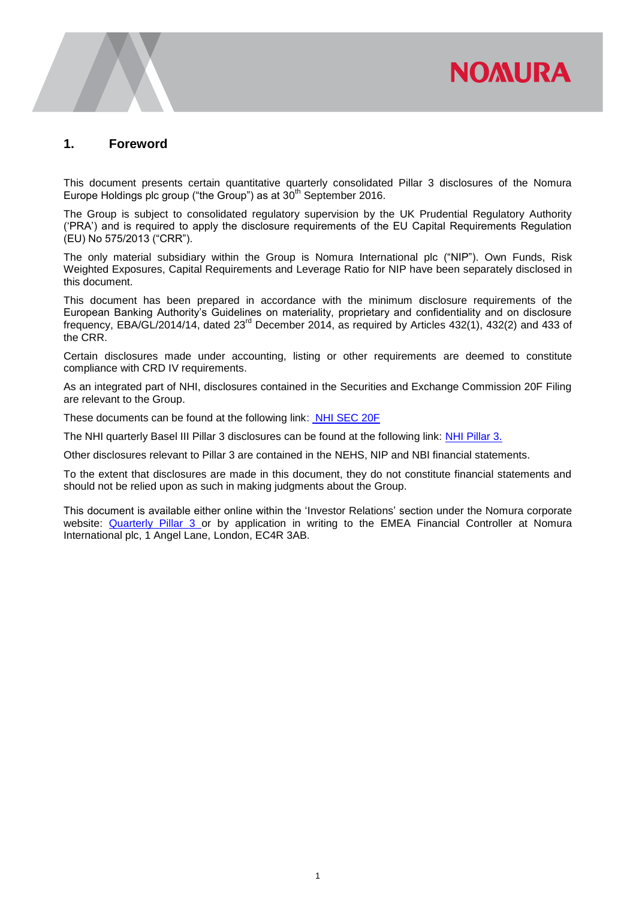## 1. Foreword

This document presents certain quantitative quarterly consolidated Pillar 3 disclosures of the Nomura Europe Holdings plc group ("the Group") as at 30th September 2016.

The Group is subject to consolidated regulatory supervision by the UK Prudential Regulatory Authority ('PRA') and is required to apply the disclosure requirements of the EU Capital Requirements Regulation (EU) No 575/2013 ("CRR").

The only material subsidiary within the Group is Nomura International plc ("NIP"). Own Funds, Risk Weighted Exposures, Capital Requirements and Leverage Ratio for NIP have been separately disclosed in this document.

This document has been prepared in accordance with the minimum disclosure requirements of the European Banking Authority's Guidelines on materiality, proprietary and confidentiality and on disclosure frequency, EBA/GL/2014/14, dated 23rd December 2014, as required by Articles 432(1), 432(2) and 433 of the CRR.

Certain disclosures made under accounting, listing or other requirements are deemed to constitute compliance with CRD IV requirements.

As an integrated part of NHI, disclosures contained in the Securities and Exchange Commission 20F Filing are relevant to the Group.

These documents can be found at the following link: NHI SEC 20F

The NHI quarterly Basel III Pillar 3 disclosures can be found at the following link: NHI Pillar 3.

Other disclosures relevant to Pillar 3 are contained in the NEHS, NIP and NBI financial statements.

To the extent that disclosures are made in this document, they do not constitute financial statements and should not be relied upon as such in making judgments about the Group.

This document is available either online within the 'Investor Relations' section under the Nomura corporate website: Quarterly Pillar 3 or by application in writing to the EMEA Financial Controller at Nomura International plc, 1 Angel Lane, London, EC4R 3AB.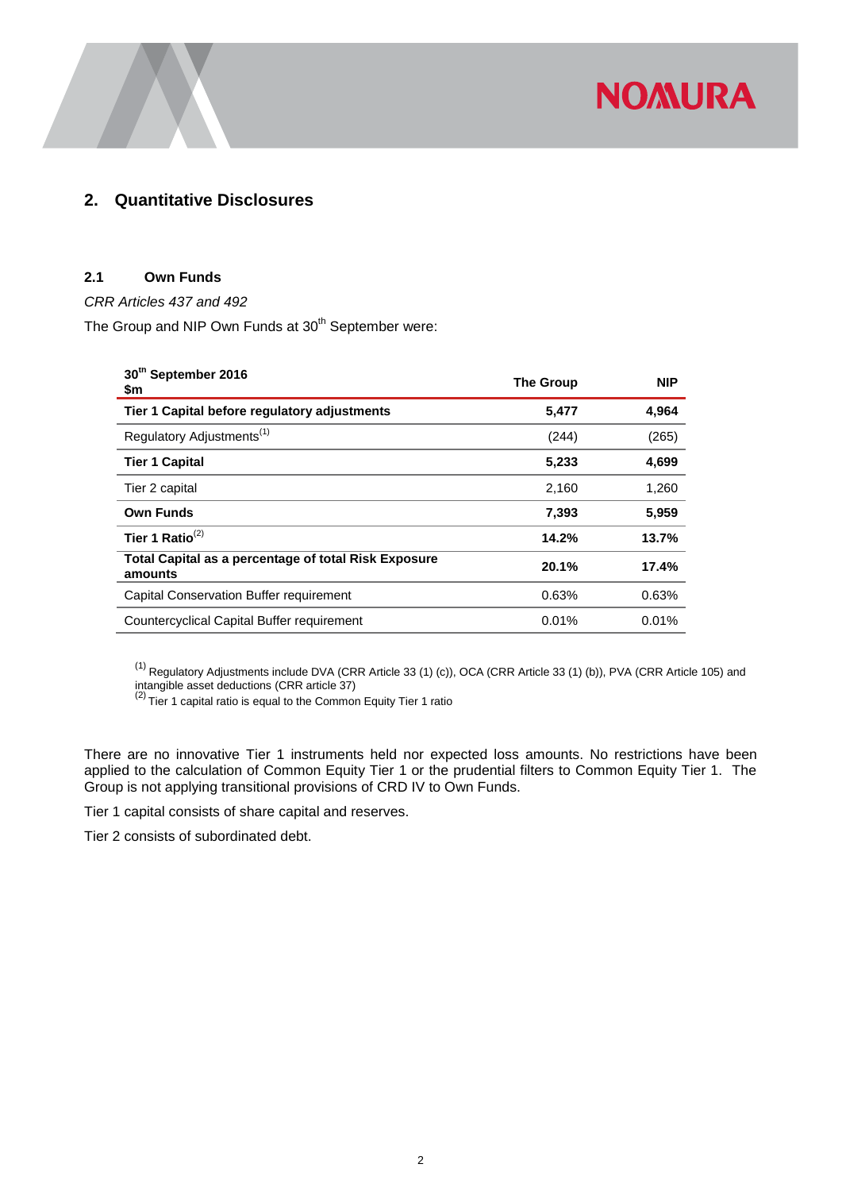## 2. Quantitative Disclosures

### 2.1 Own Funds

*CRR Articles 437 and 492*

The Group and NIP Own Funds at 30th September were:

| 30th September 2016 $m | The Group | NIP |
|---|---|---|
| **Tier 1 Capital before regulatory adjustments** | **5,477** | **4,964** |
| Regulatory Adjustments[(1)] | (244) | (265) |
| **Tier 1 Capital** | **5,233** | **4,699** |
| Tier 2 capital | 2,160 | 1,260 |
| **Own Funds** | **7,393** | **5,959** |
| **Tier 1 Ratio**[(2)] | **14.2%** | **13.7%** |
| **Total Capital as a percentage of total Risk Exposure amounts** | **20.1%** | **17.4%** |
| Capital Conservation Buffer requirement | 0.63% | 0.63% |
| Countercyclical Capital Buffer requirement | 0.01% | 0.01% |

(1) Regulatory Adjustments include DVA (CRR Article 33 (1) (c)), OCA (CRR Article 33 (1) (b)), PVA (CRR Article 105) and intangible asset deductions (CRR article 37)
(2) Tier 1 capital ratio is equal to the Common Equity Tier 1 ratio

There are no innovative Tier 1 instruments held nor expected loss amounts. No restrictions have been applied to the calculation of Common Equity Tier 1 or the prudential filters to Common Equity Tier 1. The Group is not applying transitional provisions of CRD IV to Own Funds.

Tier 1 capital consists of share capital and reserves.

Tier 2 consists of subordinated debt.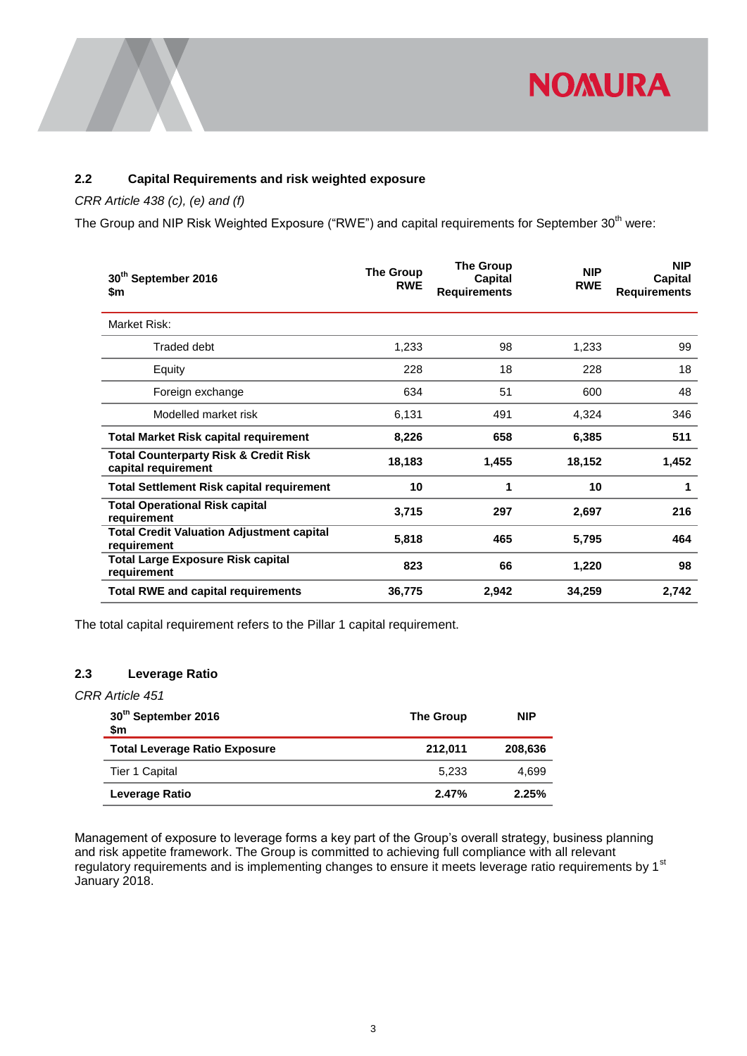### 2.2 Capital Requirements and risk weighted exposure

*CRR Article 438 (c), (e) and (f)*

The Group and NIP Risk Weighted Exposure ("RWE") and capital requirements for September 30th were:

| 30th September 2016 $m | The Group RWE | The Group Capital Requirements | NIP RWE | NIP Capital Requirements |
|---|---|---|---|---|
| Market Risk: | | | | |
| Traded debt | 1,233 | 98 | 1,233 | 99 |
| Equity | 228 | 18 | 228 | 18 |
| Foreign exchange | 634 | 51 | 600 | 48 |
| Modelled market risk | 6,131 | 491 | 4,324 | 346 |
| **Total Market Risk capital requirement** | **8,226** | **658** | **6,385** | **511** |
| **Total Counterparty Risk & Credit Risk capital requirement** | **18,183** | **1,455** | **18,152** | **1,452** |
| **Total Settlement Risk capital requirement** | **10** | **1** | **10** | **1** |
| **Total Operational Risk capital requirement** | **3,715** | **297** | **2,697** | **216** |
| **Total Credit Valuation Adjustment capital requirement** | **5,818** | **465** | **5,795** | **464** |
| **Total Large Exposure Risk capital requirement** | **823** | **66** | **1,220** | **98** |
| **Total RWE and capital requirements** | **36,775** | **2,942** | **34,259** | **2,742** |

The total capital requirement refers to the Pillar 1 capital requirement.

### 2.3 Leverage Ratio

*CRR Article 451*

| 30th September 2016 $m | The Group | NIP |
|---|---|---|
| **Total Leverage Ratio Exposure** | **212,011** | **208,636** |
| Tier 1 Capital | 5,233 | 4,699 |
| **Leverage Ratio** | **2.47%** | **2.25%** |

Management of exposure to leverage forms a key part of the Group's overall strategy, business planning and risk appetite framework. The Group is committed to achieving full compliance with all relevant regulatory requirements and is implementing changes to ensure it meets leverage ratio requirements by 1st January 2018.